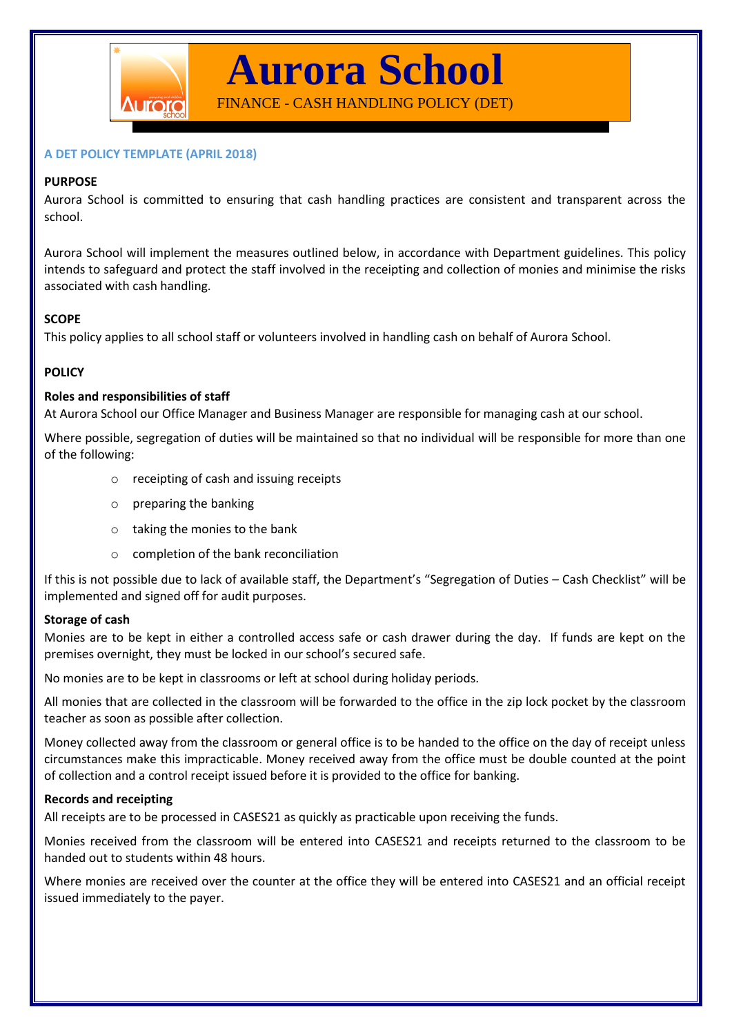# Aurora School

FINANCE - CASH HANDLING POLICY (DET)

**A DET POLICY TEMPLATE (APRIL 2018)**

## PURPOSE

Aurora School is committed to ensuring that cash handling practices are consistent and transparent across the school.

Aurora School will implement the measures outlined below, in accordance with Department guidelines. This policy intends to safeguard and protect the staff involved in the receipting and collection of monies and minimise the risks associated with cash handling.

## SCOPE

This policy applies to all school staff or volunteers involved in handling cash on behalf of Aurora School.

## POLICY

### Roles and responsibilities of staff

At Aurora School our Office Manager and Business Manager are responsible for managing cash at our school.

Where possible, segregation of duties will be maintained so that no individual will be responsible for more than one of the following:

- receipting of cash and issuing receipts
- preparing the banking
- taking the monies to the bank
- completion of the bank reconciliation

If this is not possible due to lack of available staff, the Department's "Segregation of Duties – Cash Checklist" will be implemented and signed off for audit purposes.

### Storage of cash

Monies are to be kept in either a controlled access safe or cash drawer during the day. If funds are kept on the premises overnight, they must be locked in our school's secured safe.

No monies are to be kept in classrooms or left at school during holiday periods.

All monies that are collected in the classroom will be forwarded to the office in the zip lock pocket by the classroom teacher as soon as possible after collection.

Money collected away from the classroom or general office is to be handed to the office on the day of receipt unless circumstances make this impracticable. Money received away from the office must be double counted at the point of collection and a control receipt issued before it is provided to the office for banking.

### Records and receipting

All receipts are to be processed in CASES21 as quickly as practicable upon receiving the funds.

Monies received from the classroom will be entered into CASES21 and receipts returned to the classroom to be handed out to students within 48 hours.

Where monies are received over the counter at the office they will be entered into CASES21 and an official receipt issued immediately to the payer.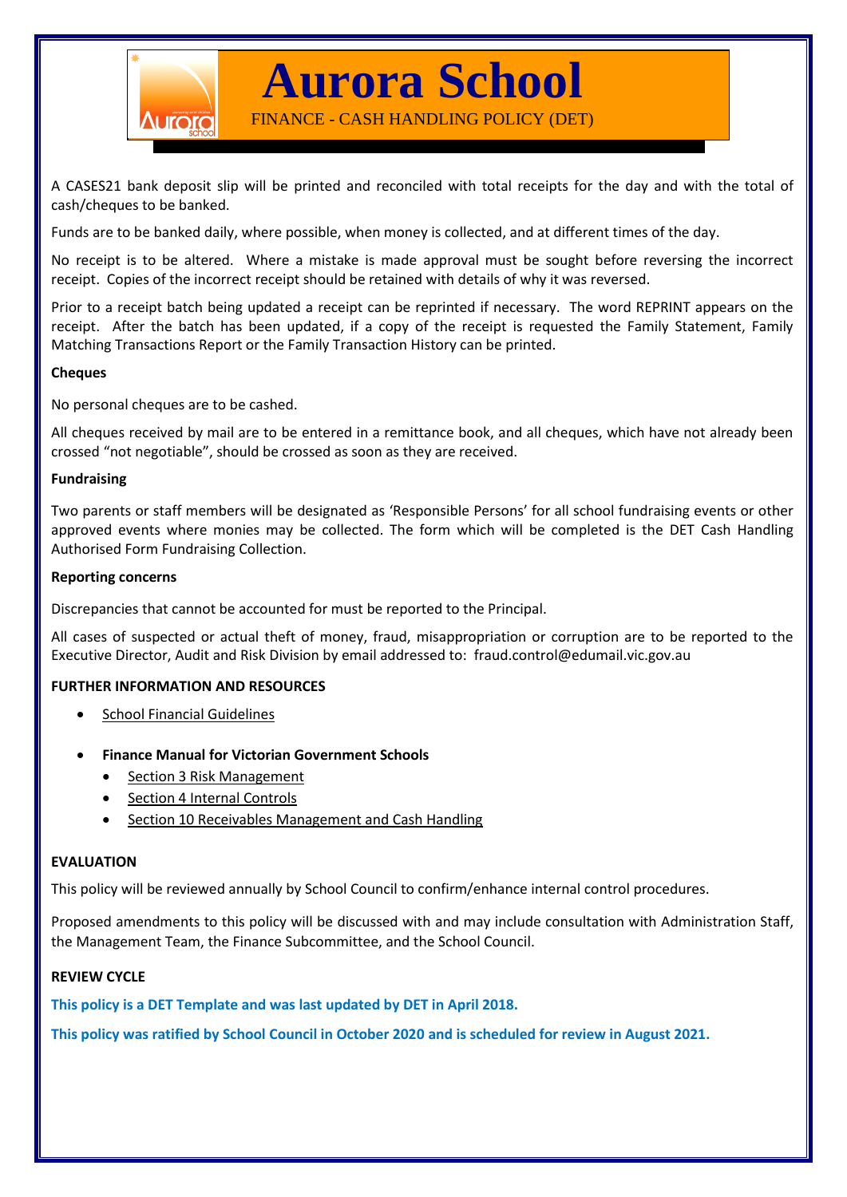A CASES21 bank deposit slip will be printed and reconciled with total receipts for the day and with the total of cash/cheques to be banked.

Funds are to be banked daily, where possible, when money is collected, and at different times of the day.

No receipt is to be altered. Where a mistake is made approval must be sought before reversing the incorrect receipt. Copies of the incorrect receipt should be retained with details of why it was reversed.

Prior to a receipt batch being updated a receipt can be reprinted if necessary. The word REPRINT appears on the receipt. After the batch has been updated, if a copy of the receipt is requested the Family Statement, Family Matching Transactions Report or the Family Transaction History can be printed.

**Cheques**

No personal cheques are to be cashed.

All cheques received by mail are to be entered in a remittance book, and all cheques, which have not already been crossed "not negotiable", should be crossed as soon as they are received.

**Fundraising**

Two parents or staff members will be designated as 'Responsible Persons' for all school fundraising events or other approved events where monies may be collected. The form which will be completed is the DET Cash Handling Authorised Form Fundraising Collection.

**Reporting concerns**

Discrepancies that cannot be accounted for must be reported to the Principal.

All cases of suspected or actual theft of money, fraud, misappropriation or corruption are to be reported to the Executive Director, Audit and Risk Division by email addressed to: fraud.control@edumail.vic.gov.au

## FURTHER INFORMATION AND RESOURCES

- School Financial Guidelines
- **Finance Manual for Victorian Government Schools**
  - Section 3 Risk Management
  - Section 4 Internal Controls
  - Section 10 Receivables Management and Cash Handling

## EVALUATION

This policy will be reviewed annually by School Council to confirm/enhance internal control procedures.

Proposed amendments to this policy will be discussed with and may include consultation with Administration Staff, the Management Team, the Finance Subcommittee, and the School Council.

## REVIEW CYCLE

**This policy is a DET Template and was last updated by DET in April 2018.**

**This policy was ratified by School Council in October 2020 and is scheduled for review in August 2021.**